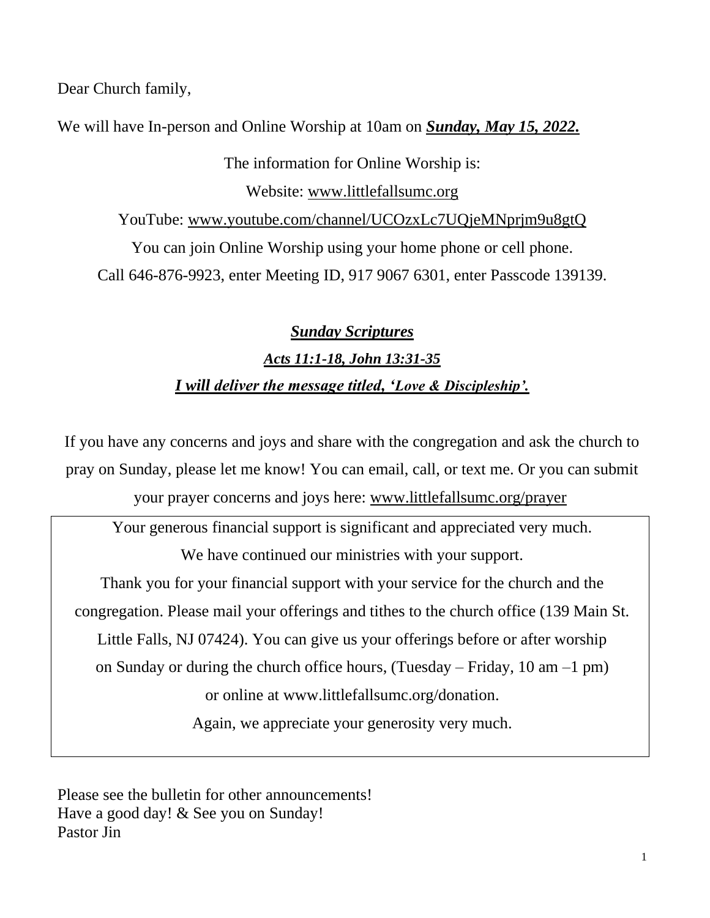Dear Church family,

We will have In-person and Online Worship at 10am on ***Sunday, May 15, 2022.***

The information for Online Worship is:

Website: www.littlefallsumc.org

YouTube: www.youtube.com/channel/UCOzxLc7UQjeMNprjm9u8gtQ

You can join Online Worship using your home phone or cell phone.

Call 646-876-9923, enter Meeting ID, 917 9067 6301, enter Passcode 139139.

***Sunday Scriptures***

***Acts 11:1-18, John 13:31-35***

***I will deliver the message titled, 'Love & Discipleship'.***

If you have any concerns and joys and share with the congregation and ask the church to pray on Sunday, please let me know! You can email, call, or text me. Or you can submit your prayer concerns and joys here: www.littlefallsumc.org/prayer

Your generous financial support is significant and appreciated very much.
We have continued our ministries with your support.
Thank you for your financial support with your service for the church and the congregation. Please mail your offerings and tithes to the church office (139 Main St. Little Falls, NJ 07424). You can give us your offerings before or after worship on Sunday or during the church office hours, (Tuesday – Friday, 10 am –1 pm) or online at www.littlefallsumc.org/donation.
Again, we appreciate your generosity very much.

Please see the bulletin for other announcements!
Have a good day! & See you on Sunday!
Pastor Jin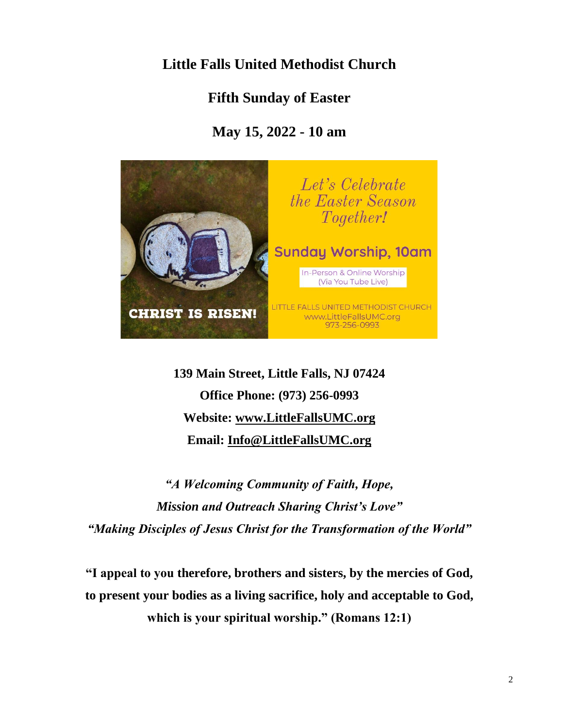# Little Falls United Methodist Church

## Fifth Sunday of Easter

## May 15, 2022 - 10 am

**139 Main Street, Little Falls, NJ 07424**

**Office Phone: (973) 256-0993**

**Website: www.LittleFallsUMC.org**

**Email: Info@LittleFallsUMC.org**

***"A Welcoming Community of Faith, Hope, Mission and Outreach Sharing Christ's Love"***

***"Making Disciples of Jesus Christ for the Transformation of the World"***

**"I appeal to you therefore, brothers and sisters, by the mercies of God, to present your bodies as a living sacrifice, holy and acceptable to God, which is your spiritual worship." (Romans 12:1)**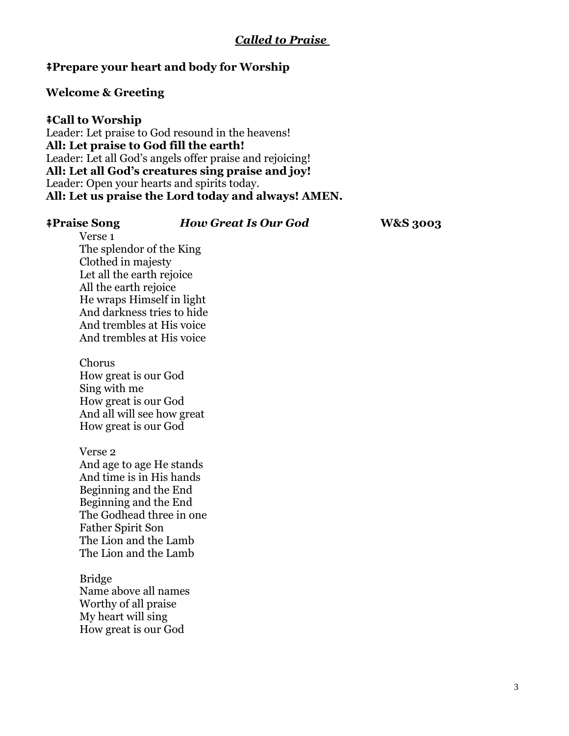## ***Called to Praise***

**ǂPrepare your heart and body for Worship**

**Welcome & Greeting**

**ǂCall to Worship**

Leader: Let praise to God resound in the heavens!
**All: Let praise to God fill the earth!**
Leader: Let all God's angels offer praise and rejoicing!
**All: Let all God's creatures sing praise and joy!**
Leader: Open your hearts and spirits today.
**All: Let us praise the Lord today and always! AMEN.**

**ǂPraise Song** ***How Great Is Our God*** **W&S 3003**

Verse 1
The splendor of the King
Clothed in majesty
Let all the earth rejoice
All the earth rejoice
He wraps Himself in light
And darkness tries to hide
And trembles at His voice
And trembles at His voice

Chorus
How great is our God
Sing with me
How great is our God
And all will see how great
How great is our God

Verse 2
And age to age He stands
And time is in His hands
Beginning and the End
Beginning and the End
The Godhead three in one
Father Spirit Son
The Lion and the Lamb
The Lion and the Lamb

Bridge
Name above all names
Worthy of all praise
My heart will sing
How great is our God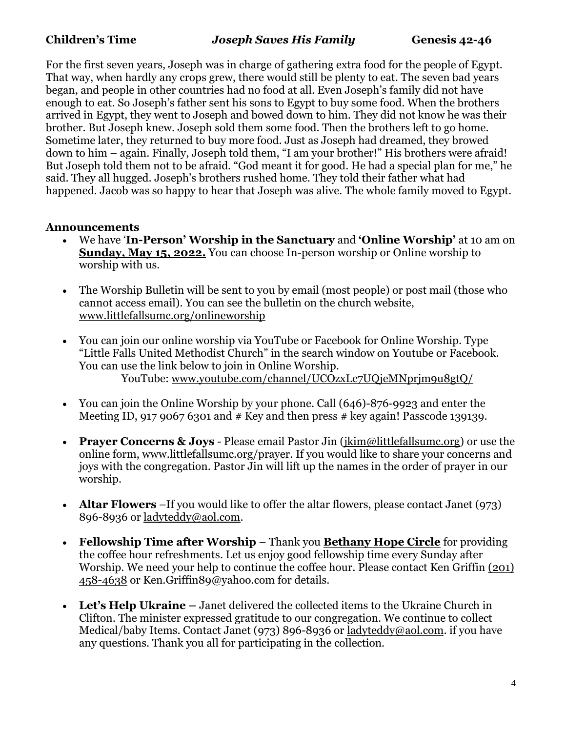**Children's Time** ***Joseph Saves His Family*** **Genesis 42-46**

For the first seven years, Joseph was in charge of gathering extra food for the people of Egypt. That way, when hardly any crops grew, there would still be plenty to eat. The seven bad years began, and people in other countries had no food at all. Even Joseph's family did not have enough to eat. So Joseph's father sent his sons to Egypt to buy some food. When the brothers arrived in Egypt, they went to Joseph and bowed down to him. They did not know he was their brother. But Joseph knew. Joseph sold them some food. Then the brothers left to go home. Sometime later, they returned to buy more food. Just as Joseph had dreamed, they browed down to him – again. Finally, Joseph told them, "I am your brother!" His brothers were afraid! But Joseph told them not to be afraid. "God meant it for good. He had a special plan for me," he said. They all hugged. Joseph's brothers rushed home. They told their father what had happened. Jacob was so happy to hear that Joseph was alive. The whole family moved to Egypt.

**Announcements**

- We have '**In-Person' Worship in the Sanctuary** and **'Online Worship'** at 10 am on **Sunday, May 15, 2022.** You can choose In-person worship or Online worship to worship with us.

- The Worship Bulletin will be sent to you by email (most people) or post mail (those who cannot access email). You can see the bulletin on the church website, www.littlefallsumc.org/onlineworship

- You can join our online worship via YouTube or Facebook for Online Worship. Type "Little Falls United Methodist Church" in the search window on Youtube or Facebook. You can use the link below to join in Online Worship.
  YouTube: www.youtube.com/channel/UCOzxLc7UQjeMNprjm9u8gtQ/

- You can join the Online Worship by your phone. Call (646)-876-9923 and enter the Meeting ID, 917 9067 6301 and # Key and then press # key again! Passcode 139139.

- **Prayer Concerns & Joys** - Please email Pastor Jin (jkim@littlefallsumc.org) or use the online form, www.littlefallsumc.org/prayer. If you would like to share your concerns and joys with the congregation. Pastor Jin will lift up the names in the order of prayer in our worship.

- **Altar Flowers** –If you would like to offer the altar flowers, please contact Janet (973) 896-8936 or ladyteddy@aol.com.

- **Fellowship Time after Worship** – Thank you **Bethany Hope Circle** for providing the coffee hour refreshments. Let us enjoy good fellowship time every Sunday after Worship. We need your help to continue the coffee hour. Please contact Ken Griffin (201) 458-4638 or Ken.Griffin89@yahoo.com for details.

- **Let's Help Ukraine –** Janet delivered the collected items to the Ukraine Church in Clifton. The minister expressed gratitude to our congregation. We continue to collect Medical/baby Items. Contact Janet (973) 896-8936 or ladyteddy@aol.com. if you have any questions. Thank you all for participating in the collection.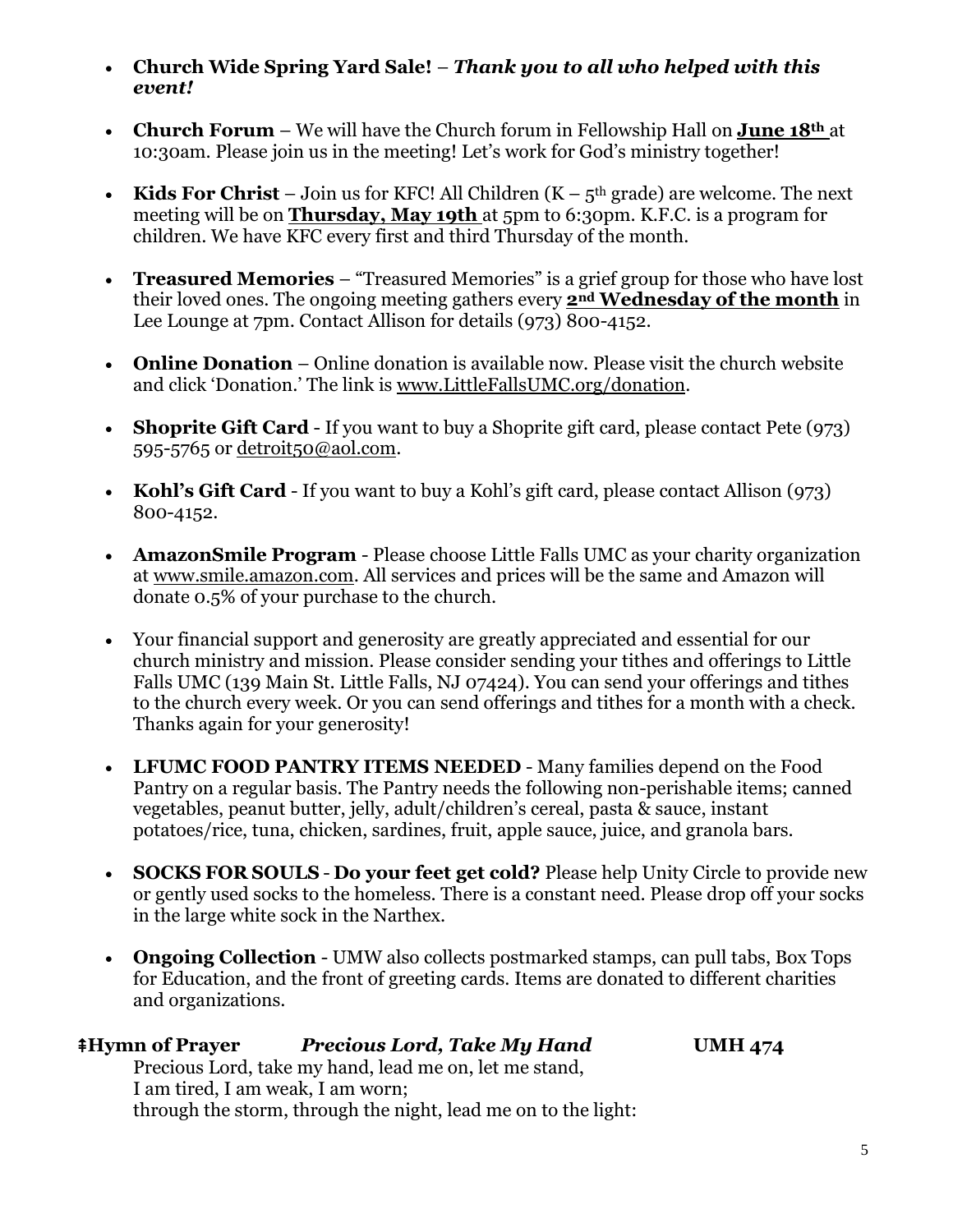- **Church Wide Spring Yard Sale!** – ***Thank you to all who helped with this event!***

- **Church Forum** – We will have the Church forum in Fellowship Hall on **June 18th** at 10:30am. Please join us in the meeting! Let's work for God's ministry together!

- **Kids For Christ** – Join us for KFC! All Children (K – 5th grade) are welcome. The next meeting will be on **Thursday, May 19th** at 5pm to 6:30pm. K.F.C. is a program for children. We have KFC every first and third Thursday of the month.

- **Treasured Memories** – "Treasured Memories" is a grief group for those who have lost their loved ones. The ongoing meeting gathers every **2nd Wednesday of the month** in Lee Lounge at 7pm. Contact Allison for details (973) 800-4152.

- **Online Donation** – Online donation is available now. Please visit the church website and click 'Donation.' The link is www.LittleFallsUMC.org/donation.

- **Shoprite Gift Card** - If you want to buy a Shoprite gift card, please contact Pete (973) 595-5765 or detroit50@aol.com.

- **Kohl's Gift Card** - If you want to buy a Kohl's gift card, please contact Allison (973) 800-4152.

- **AmazonSmile Program** - Please choose Little Falls UMC as your charity organization at www.smile.amazon.com. All services and prices will be the same and Amazon will donate 0.5% of your purchase to the church.

- Your financial support and generosity are greatly appreciated and essential for our church ministry and mission. Please consider sending your tithes and offerings to Little Falls UMC (139 Main St. Little Falls, NJ 07424). You can send your offerings and tithes to the church every week. Or you can send offerings and tithes for a month with a check. Thanks again for your generosity!

- **LFUMC FOOD PANTRY ITEMS NEEDED** - Many families depend on the Food Pantry on a regular basis. The Pantry needs the following non-perishable items; canned vegetables, peanut butter, jelly, adult/children's cereal, pasta & sauce, instant potatoes/rice, tuna, chicken, sardines, fruit, apple sauce, juice, and granola bars.

- **SOCKS FOR SOULS** - **Do your feet get cold?** Please help Unity Circle to provide new or gently used socks to the homeless. There is a constant need. Please drop off your socks in the large white sock in the Narthex.

- **Ongoing Collection** - UMW also collects postmarked stamps, can pull tabs, Box Tops for Education, and the front of greeting cards. Items are donated to different charities and organizations.

**‡Hymn of Prayer** ***Precious Lord, Take My Hand*** **UMH 474**

Precious Lord, take my hand, lead me on, let me stand,
I am tired, I am weak, I am worn;
through the storm, through the night, lead me on to the light: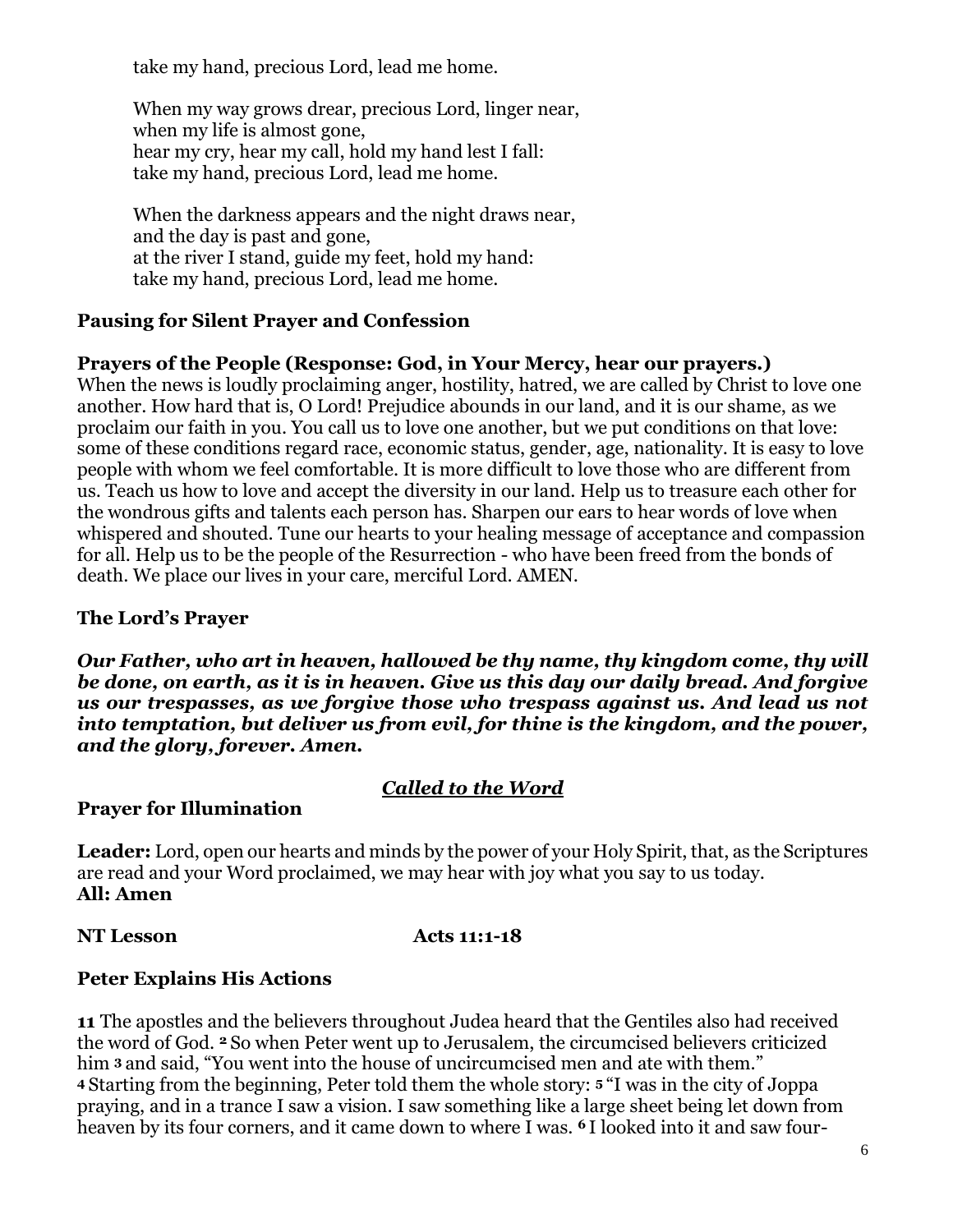take my hand, precious Lord, lead me home.

When my way grows drear, precious Lord, linger near,
when my life is almost gone,
hear my cry, hear my call, hold my hand lest I fall:
take my hand, precious Lord, lead me home.

When the darkness appears and the night draws near,
and the day is past and gone,
at the river I stand, guide my feet, hold my hand:
take my hand, precious Lord, lead me home.

**Pausing for Silent Prayer and Confession**

**Prayers of the People (Response: God, in Your Mercy, hear our prayers.)**

When the news is loudly proclaiming anger, hostility, hatred, we are called by Christ to love one another. How hard that is, O Lord! Prejudice abounds in our land, and it is our shame, as we proclaim our faith in you. You call us to love one another, but we put conditions on that love: some of these conditions regard race, economic status, gender, age, nationality. It is easy to love people with whom we feel comfortable. It is more difficult to love those who are different from us. Teach us how to love and accept the diversity in our land. Help us to treasure each other for the wondrous gifts and talents each person has. Sharpen our ears to hear words of love when whispered and shouted. Tune our hearts to your healing message of acceptance and compassion for all. Help us to be the people of the Resurrection - who have been freed from the bonds of death. We place our lives in your care, merciful Lord. AMEN.

**The Lord's Prayer**

***Our Father, who art in heaven, hallowed be thy name, thy kingdom come, thy will be done, on earth, as it is in heaven. Give us this day our daily bread. And forgive us our trespasses, as we forgive those who trespass against us. And lead us not into temptation, but deliver us from evil, for thine is the kingdom, and the power, and the glory, forever. Amen.***

## *Called to the Word*

**Prayer for Illumination**

**Leader:** Lord, open our hearts and minds by the power of your Holy Spirit, that, as the Scriptures are read and your Word proclaimed, we may hear with joy what you say to us today.
**All: Amen**

**NT Lesson** **Acts 11:1-18**

**Peter Explains His Actions**

**11** The apostles and the believers throughout Judea heard that the Gentiles also had received the word of God. **2** So when Peter went up to Jerusalem, the circumcised believers criticized him **3** and said, "You went into the house of uncircumcised men and ate with them." **4** Starting from the beginning, Peter told them the whole story: **5** "I was in the city of Joppa praying, and in a trance I saw a vision. I saw something like a large sheet being let down from heaven by its four corners, and it came down to where I was. **6** I looked into it and saw four-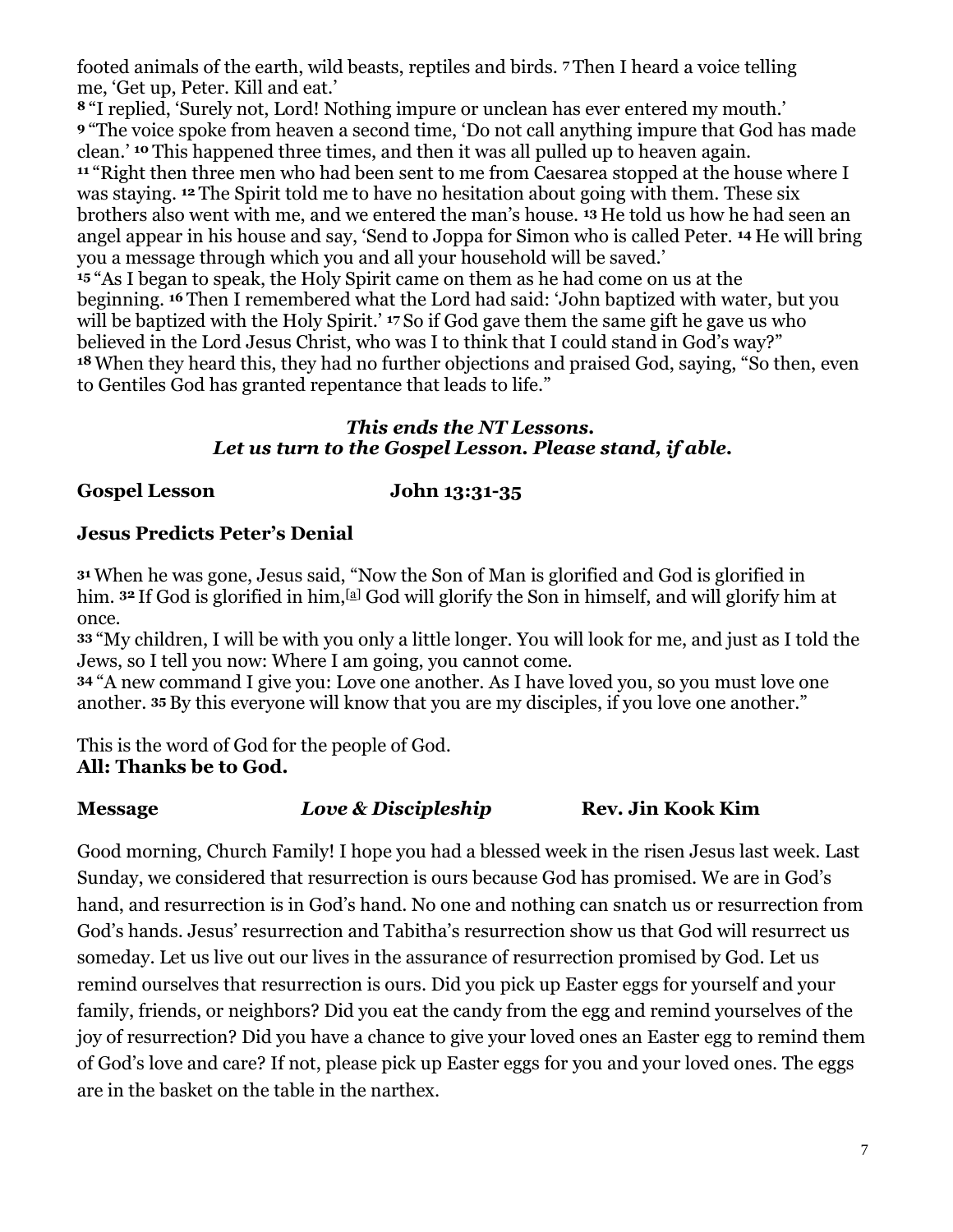footed animals of the earth, wild beasts, reptiles and birds. **7** Then I heard a voice telling me, 'Get up, Peter. Kill and eat.'

**8** "I replied, 'Surely not, Lord! Nothing impure or unclean has ever entered my mouth.'
**9** "The voice spoke from heaven a second time, 'Do not call anything impure that God has made clean.' **10** This happened three times, and then it was all pulled up to heaven again.
**11** "Right then three men who had been sent to me from Caesarea stopped at the house where I was staying. **12** The Spirit told me to have no hesitation about going with them. These six brothers also went with me, and we entered the man's house. **13** He told us how he had seen an angel appear in his house and say, 'Send to Joppa for Simon who is called Peter. **14** He will bring you a message through which you and all your household will be saved.'
**15** "As I began to speak, the Holy Spirit came on them as he had come on us at the beginning. **16** Then I remembered what the Lord had said: 'John baptized with water, but you will be baptized with the Holy Spirit.' **17** So if God gave them the same gift he gave us who believed in the Lord Jesus Christ, who was I to think that I could stand in God's way?"
**18** When they heard this, they had no further objections and praised God, saying, "So then, even to Gentiles God has granted repentance that leads to life."

***This ends the NT Lessons.***
***Let us turn to the Gospel Lesson. Please stand, if able.***

**Gospel Lesson** **John 13:31-35**

**Jesus Predicts Peter's Denial**

**31** When he was gone, Jesus said, "Now the Son of Man is glorified and God is glorified in him. **32** If God is glorified in him,[a] God will glorify the Son in himself, and will glorify him at once.
**33** "My children, I will be with you only a little longer. You will look for me, and just as I told the Jews, so I tell you now: Where I am going, you cannot come.
**34** "A new command I give you: Love one another. As I have loved you, so you must love one another. **35** By this everyone will know that you are my disciples, if you love one another."

This is the word of God for the people of God.
**All: Thanks be to God.**

**Message** ***Love & Discipleship*** **Rev. Jin Kook Kim**

Good morning, Church Family! I hope you had a blessed week in the risen Jesus last week. Last Sunday, we considered that resurrection is ours because God has promised. We are in God's hand, and resurrection is in God's hand. No one and nothing can snatch us or resurrection from God's hands. Jesus' resurrection and Tabitha's resurrection show us that God will resurrect us someday. Let us live out our lives in the assurance of resurrection promised by God. Let us remind ourselves that resurrection is ours. Did you pick up Easter eggs for yourself and your family, friends, or neighbors? Did you eat the candy from the egg and remind yourselves of the joy of resurrection? Did you have a chance to give your loved ones an Easter egg to remind them of God's love and care? If not, please pick up Easter eggs for you and your loved ones. The eggs are in the basket on the table in the narthex.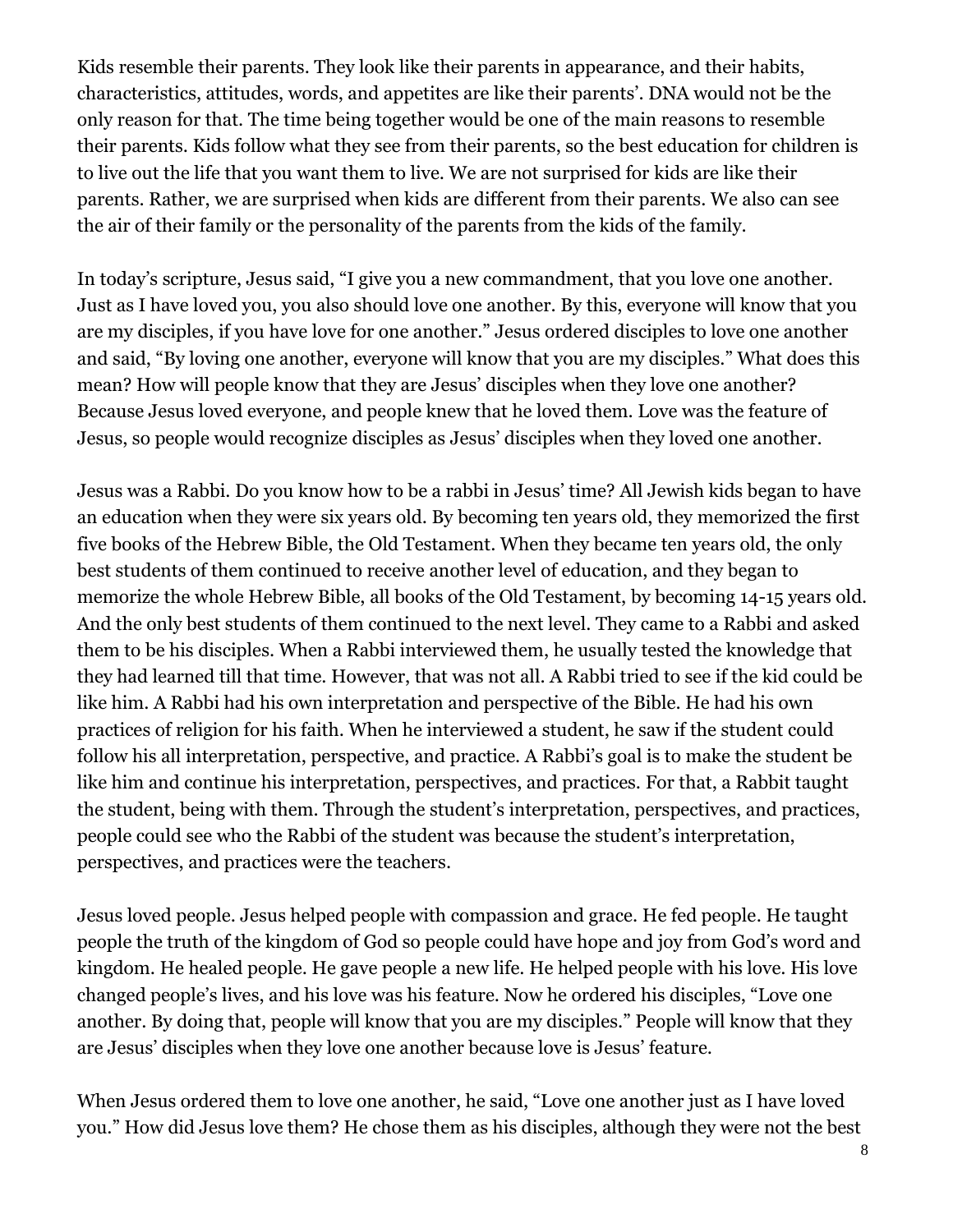Kids resemble their parents. They look like their parents in appearance, and their habits, characteristics, attitudes, words, and appetites are like their parents'. DNA would not be the only reason for that. The time being together would be one of the main reasons to resemble their parents. Kids follow what they see from their parents, so the best education for children is to live out the life that you want them to live. We are not surprised for kids are like their parents. Rather, we are surprised when kids are different from their parents. We also can see the air of their family or the personality of the parents from the kids of the family.

In today's scripture, Jesus said, "I give you a new commandment, that you love one another. Just as I have loved you, you also should love one another. By this, everyone will know that you are my disciples, if you have love for one another." Jesus ordered disciples to love one another and said, "By loving one another, everyone will know that you are my disciples." What does this mean? How will people know that they are Jesus' disciples when they love one another? Because Jesus loved everyone, and people knew that he loved them. Love was the feature of Jesus, so people would recognize disciples as Jesus' disciples when they loved one another.

Jesus was a Rabbi. Do you know how to be a rabbi in Jesus' time? All Jewish kids began to have an education when they were six years old. By becoming ten years old, they memorized the first five books of the Hebrew Bible, the Old Testament. When they became ten years old, the only best students of them continued to receive another level of education, and they began to memorize the whole Hebrew Bible, all books of the Old Testament, by becoming 14-15 years old. And the only best students of them continued to the next level. They came to a Rabbi and asked them to be his disciples. When a Rabbi interviewed them, he usually tested the knowledge that they had learned till that time. However, that was not all. A Rabbi tried to see if the kid could be like him. A Rabbi had his own interpretation and perspective of the Bible. He had his own practices of religion for his faith. When he interviewed a student, he saw if the student could follow his all interpretation, perspective, and practice. A Rabbi's goal is to make the student be like him and continue his interpretation, perspectives, and practices. For that, a Rabbit taught the student, being with them. Through the student's interpretation, perspectives, and practices, people could see who the Rabbi of the student was because the student's interpretation, perspectives, and practices were the teachers.

Jesus loved people. Jesus helped people with compassion and grace. He fed people. He taught people the truth of the kingdom of God so people could have hope and joy from God's word and kingdom. He healed people. He gave people a new life. He helped people with his love. His love changed people's lives, and his love was his feature. Now he ordered his disciples, "Love one another. By doing that, people will know that you are my disciples." People will know that they are Jesus' disciples when they love one another because love is Jesus' feature.

When Jesus ordered them to love one another, he said, "Love one another just as I have loved you." How did Jesus love them? He chose them as his disciples, although they were not the best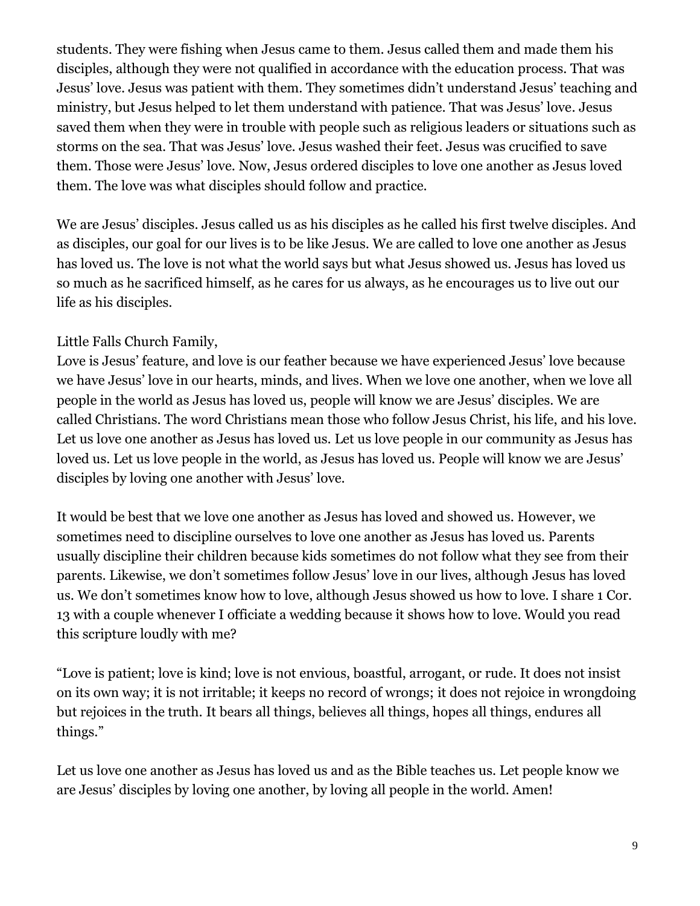students. They were fishing when Jesus came to them. Jesus called them and made them his disciples, although they were not qualified in accordance with the education process. That was Jesus' love. Jesus was patient with them. They sometimes didn't understand Jesus' teaching and ministry, but Jesus helped to let them understand with patience. That was Jesus' love. Jesus saved them when they were in trouble with people such as religious leaders or situations such as storms on the sea. That was Jesus' love. Jesus washed their feet. Jesus was crucified to save them. Those were Jesus' love. Now, Jesus ordered disciples to love one another as Jesus loved them. The love was what disciples should follow and practice.

We are Jesus' disciples. Jesus called us as his disciples as he called his first twelve disciples. And as disciples, our goal for our lives is to be like Jesus. We are called to love one another as Jesus has loved us. The love is not what the world says but what Jesus showed us. Jesus has loved us so much as he sacrificed himself, as he cares for us always, as he encourages us to live out our life as his disciples.

Little Falls Church Family,
Love is Jesus' feature, and love is our feather because we have experienced Jesus' love because we have Jesus' love in our hearts, minds, and lives. When we love one another, when we love all people in the world as Jesus has loved us, people will know we are Jesus' disciples. We are called Christians. The word Christians mean those who follow Jesus Christ, his life, and his love. Let us love one another as Jesus has loved us. Let us love people in our community as Jesus has loved us. Let us love people in the world, as Jesus has loved us. People will know we are Jesus' disciples by loving one another with Jesus' love.

It would be best that we love one another as Jesus has loved and showed us. However, we sometimes need to discipline ourselves to love one another as Jesus has loved us. Parents usually discipline their children because kids sometimes do not follow what they see from their parents. Likewise, we don't sometimes follow Jesus' love in our lives, although Jesus has loved us. We don't sometimes know how to love, although Jesus showed us how to love. I share 1 Cor. 13 with a couple whenever I officiate a wedding because it shows how to love. Would you read this scripture loudly with me?

"Love is patient; love is kind; love is not envious, boastful, arrogant, or rude. It does not insist on its own way; it is not irritable; it keeps no record of wrongs; it does not rejoice in wrongdoing but rejoices in the truth. It bears all things, believes all things, hopes all things, endures all things."

Let us love one another as Jesus has loved us and as the Bible teaches us. Let people know we are Jesus' disciples by loving one another, by loving all people in the world. Amen!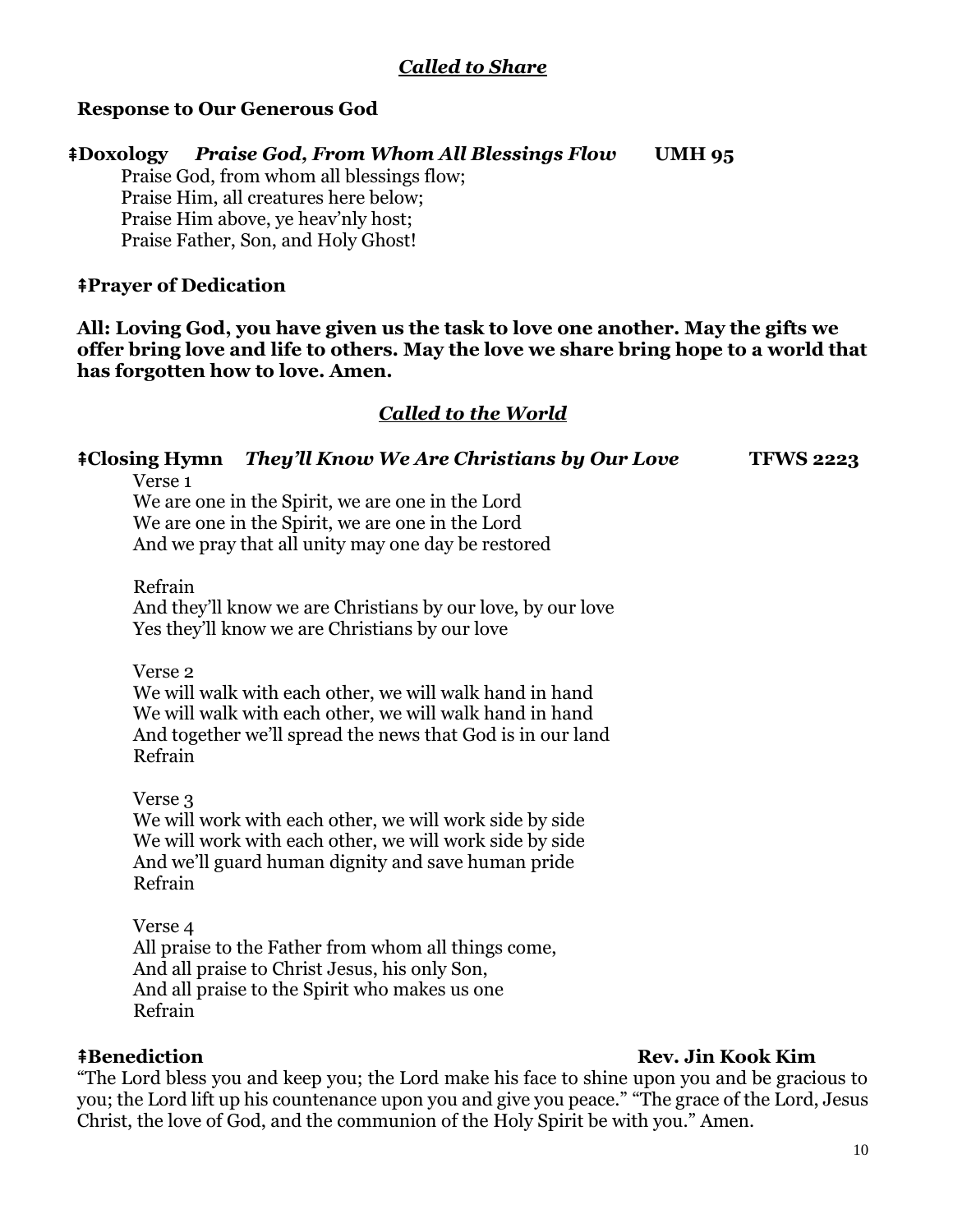## ***Called to Share***

**Response to Our Generous God**

**‡Doxology** ***Praise God, From Whom All Blessings Flow*** **UMH 95**

Praise God, from whom all blessings flow;
Praise Him, all creatures here below;
Praise Him above, ye heav'nly host;
Praise Father, Son, and Holy Ghost!

**‡Prayer of Dedication**

**All: Loving God, you have given us the task to love one another. May the gifts we offer bring love and life to others. May the love we share bring hope to a world that has forgotten how to love. Amen.**

## ***Called to the World***

**‡Closing Hymn** ***They'll Know We Are Christians by Our Love*** **TFWS 2223**

Verse 1
We are one in the Spirit, we are one in the Lord
We are one in the Spirit, we are one in the Lord
And we pray that all unity may one day be restored

Refrain
And they'll know we are Christians by our love, by our love
Yes they'll know we are Christians by our love

Verse 2
We will walk with each other, we will walk hand in hand
We will walk with each other, we will walk hand in hand
And together we'll spread the news that God is in our land
Refrain

Verse 3
We will work with each other, we will work side by side
We will work with each other, we will work side by side
And we'll guard human dignity and save human pride
Refrain

Verse 4
All praise to the Father from whom all things come,
And all praise to Christ Jesus, his only Son,
And all praise to the Spirit who makes us one
Refrain

**‡Benediction** **Rev. Jin Kook Kim**

"The Lord bless you and keep you; the Lord make his face to shine upon you and be gracious to you; the Lord lift up his countenance upon you and give you peace." "The grace of the Lord, Jesus Christ, the love of God, and the communion of the Holy Spirit be with you." Amen.